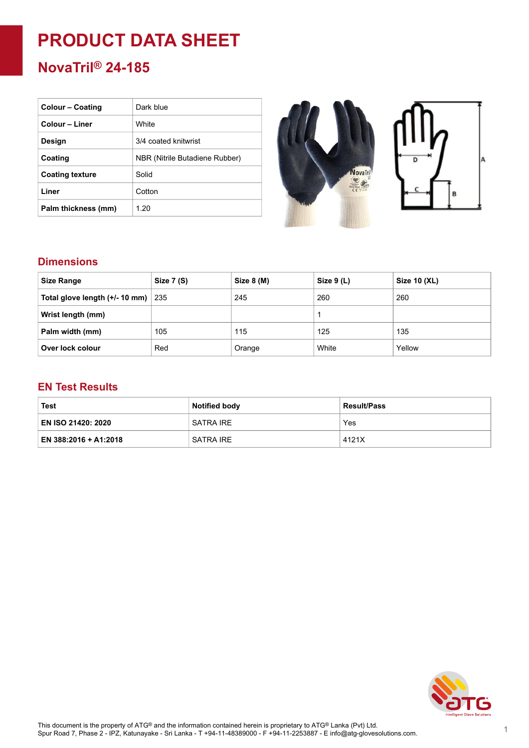# PRODUCT DATA SHEET

## NovaTril® 24-185

| Colour – Coating | Dark blue |
| --- | --- |
| Colour – Liner | White |
| Design | 3/4 coated knitwrist |
| Coating | NBR (Nitrile Butadiene Rubber) |
| Coating texture | Solid |
| Liner | Cotton |
| Palm thickness (mm) | 1.20 |

## Dimensions

| Size Range | Size 7 (S) | Size 8 (M) | Size 9 (L) | Size 10 (XL) |
| --- | --- | --- | --- | --- |
| Total glove length (+/- 10 mm) | 235 | 245 | 260 | 260 |
| Wrist length (mm) | | | 1 | |
| Palm width (mm) | 105 | 115 | 125 | 135 |
| Over lock colour | Red | Orange | White | Yellow |

## EN Test Results

| Test | Notified body | Result/Pass |
| --- | --- | --- |
| EN ISO 21420: 2020 | SATRA IRE | Yes |
| EN 388:2016 + A1:2018 | SATRA IRE | 4121X |

This document is the property of ATG® and the information contained herein is proprietary to ATG® Lanka (Pvt) Ltd.
Spur Road 7, Phase 2 - IPZ, Katunayake - Sri Lanka - T +94-11-48389000 - F +94-11-2253887 - E info@atg-glovesolutions.com.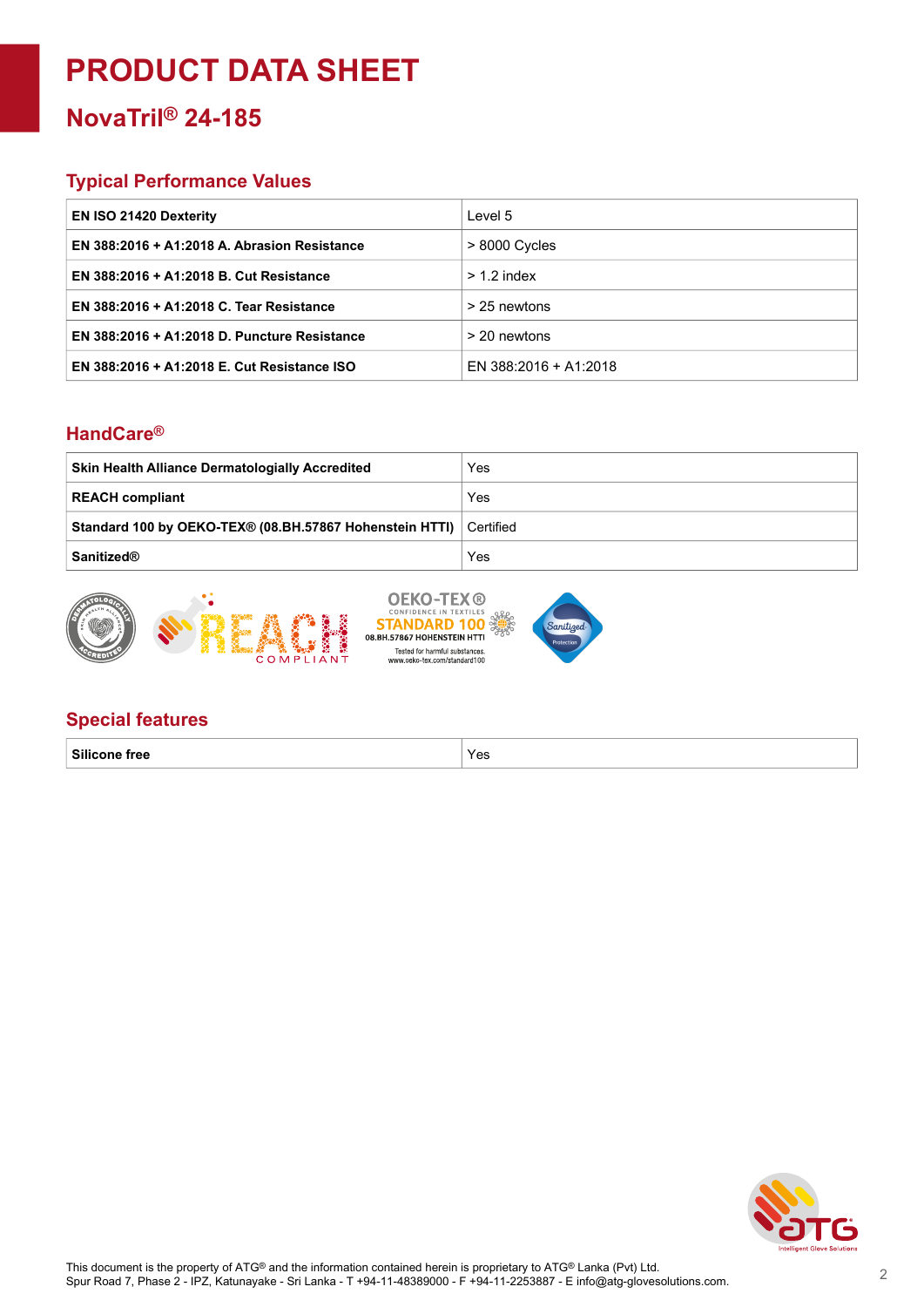# PRODUCT DATA SHEET

## NovaTril® 24-185

### Typical Performance Values

| EN ISO 21420 Dexterity | Level 5 |
|---|---|
| EN 388:2016 + A1:2018 A. Abrasion Resistance | > 8000 Cycles |
| EN 388:2016 + A1:2018 B. Cut Resistance | > 1.2 index |
| EN 388:2016 + A1:2018 C. Tear Resistance | > 25 newtons |
| EN 388:2016 + A1:2018 D. Puncture Resistance | > 20 newtons |
| EN 388:2016 + A1:2018 E. Cut Resistance ISO | EN 388:2016 + A1:2018 |

### HandCare®

| Skin Health Alliance Dermatologially Accredited | Yes |
|---|---|
| REACH compliant | Yes |
| Standard 100 by OEKO-TEX® (08.BH.57867 Hohenstein HTTI) | Certified |
| Sanitized® | Yes |

### Special features

| Silicone free | Yes |
|---|---|

This document is the property of ATG® and the information contained herein is proprietary to ATG® Lanka (Pvt) Ltd.
Spur Road 7, Phase 2 - IPZ, Katunayake - Sri Lanka - T +94-11-48389000 - F +94-11-2253887 - E info@atg-glovesolutions.com.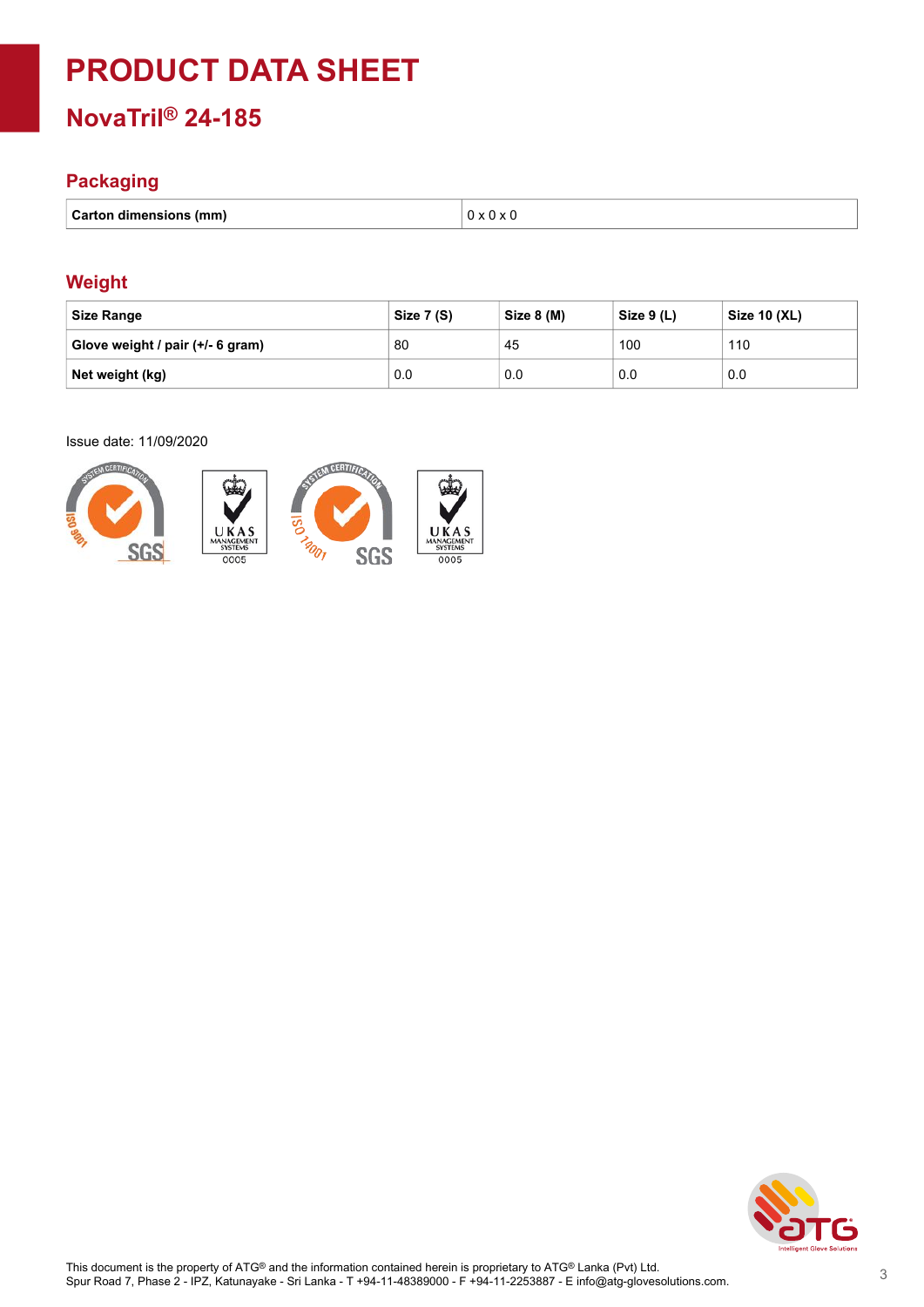# PRODUCT DATA SHEET

## NovaTril® 24-185

### Packaging

| | |
|---|---|
| **Carton dimensions (mm)** | 0 x 0 x 0 |

### Weight

| **Size Range** | **Size 7 (S)** | **Size 8 (M)** | **Size 9 (L)** | **Size 10 (XL)** |
|---|---|---|---|---|
| **Glove weight / pair (+/- 6 gram)** | 80 | 45 | 100 | 110 |
| **Net weight (kg)** | 0.0 | 0.0 | 0.0 | 0.0 |

Issue date: 11/09/2020

This document is the property of ATG® and the information contained herein is proprietary to ATG® Lanka (Pvt) Ltd.
Spur Road 7, Phase 2 - IPZ, Katunayake - Sri Lanka - T +94-11-48389000 - F +94-11-2253887 - E info@atg-glovesolutions.com.